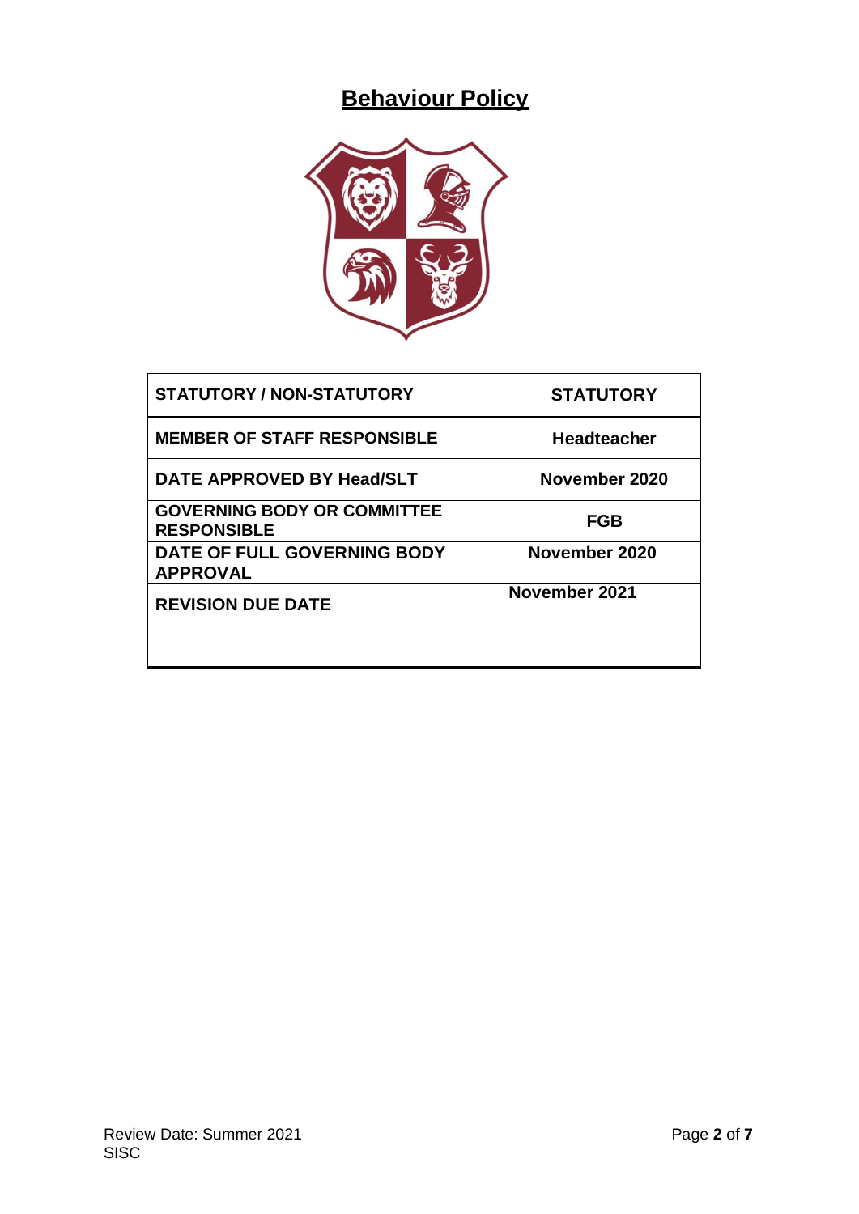# Behaviour Policy

| STATUTORY / NON-STATUTORY | STATUTORY |
|---|---|
| MEMBER OF STAFF RESPONSIBLE | Headteacher |
| DATE APPROVED BY Head/SLT | November 2020 |
| GOVERNING BODY OR COMMITTEE RESPONSIBLE | FGB |
| DATE OF FULL GOVERNING BODY APPROVAL | November 2020 |
| REVISION DUE DATE | November 2021 |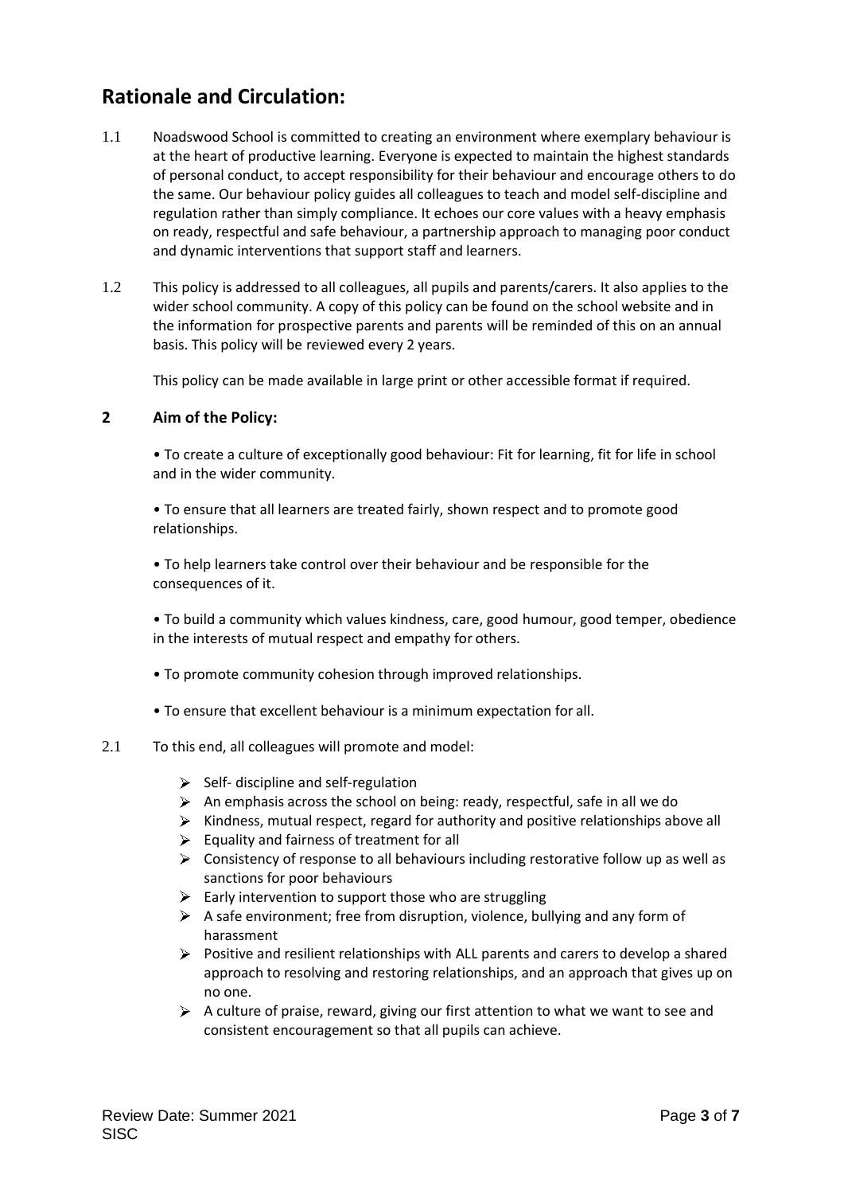## Rationale and Circulation:

1.1 Noadswood School is committed to creating an environment where exemplary behaviour is at the heart of productive learning. Everyone is expected to maintain the highest standards of personal conduct, to accept responsibility for their behaviour and encourage others to do the same. Our behaviour policy guides all colleagues to teach and model self-discipline and regulation rather than simply compliance. It echoes our core values with a heavy emphasis on ready, respectful and safe behaviour, a partnership approach to managing poor conduct and dynamic interventions that support staff and learners.

1.2 This policy is addressed to all colleagues, all pupils and parents/carers. It also applies to the wider school community. A copy of this policy can be found on the school website and in the information for prospective parents and parents will be reminded of this on an annual basis. This policy will be reviewed every 2 years.

This policy can be made available in large print or other accessible format if required.

### 2 Aim of the Policy:

• To create a culture of exceptionally good behaviour: Fit for learning, fit for life in school and in the wider community.

• To ensure that all learners are treated fairly, shown respect and to promote good relationships.

• To help learners take control over their behaviour and be responsible for the consequences of it.

• To build a community which values kindness, care, good humour, good temper, obedience in the interests of mutual respect and empathy for others.

• To promote community cohesion through improved relationships.

• To ensure that excellent behaviour is a minimum expectation for all.

2.1 To this end, all colleagues will promote and model:

- Self- discipline and self-regulation
- An emphasis across the school on being: ready, respectful, safe in all we do
- Kindness, mutual respect, regard for authority and positive relationships above all
- Equality and fairness of treatment for all
- Consistency of response to all behaviours including restorative follow up as well as sanctions for poor behaviours
- Early intervention to support those who are struggling
- A safe environment; free from disruption, violence, bullying and any form of harassment
- Positive and resilient relationships with ALL parents and carers to develop a shared approach to resolving and restoring relationships, and an approach that gives up on no one.
- A culture of praise, reward, giving our first attention to what we want to see and consistent encouragement so that all pupils can achieve.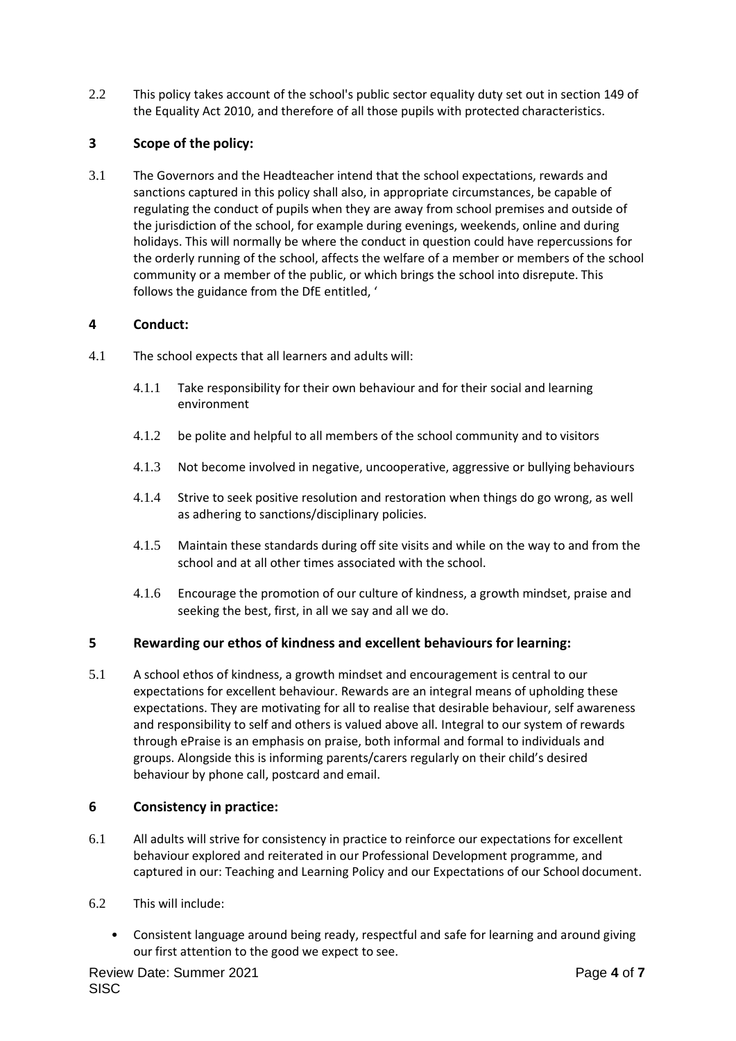2.2 This policy takes account of the school's public sector equality duty set out in section 149 of the Equality Act 2010, and therefore of all those pupils with protected characteristics.

## 3 Scope of the policy:

3.1 The Governors and the Headteacher intend that the school expectations, rewards and sanctions captured in this policy shall also, in appropriate circumstances, be capable of regulating the conduct of pupils when they are away from school premises and outside of the jurisdiction of the school, for example during evenings, weekends, online and during holidays. This will normally be where the conduct in question could have repercussions for the orderly running of the school, affects the welfare of a member or members of the school community or a member of the public, or which brings the school into disrepute. This follows the guidance from the DfE entitled, '

## 4 Conduct:

4.1 The school expects that all learners and adults will:

4.1.1 Take responsibility for their own behaviour and for their social and learning environment

4.1.2 be polite and helpful to all members of the school community and to visitors

4.1.3 Not become involved in negative, uncooperative, aggressive or bullying behaviours

4.1.4 Strive to seek positive resolution and restoration when things do go wrong, as well as adhering to sanctions/disciplinary policies.

4.1.5 Maintain these standards during off site visits and while on the way to and from the school and at all other times associated with the school.

4.1.6 Encourage the promotion of our culture of kindness, a growth mindset, praise and seeking the best, first, in all we say and all we do.

## 5 Rewarding our ethos of kindness and excellent behaviours for learning:

5.1 A school ethos of kindness, a growth mindset and encouragement is central to our expectations for excellent behaviour. Rewards are an integral means of upholding these expectations. They are motivating for all to realise that desirable behaviour, self awareness and responsibility to self and others is valued above all. Integral to our system of rewards through ePraise is an emphasis on praise, both informal and formal to individuals and groups. Alongside this is informing parents/carers regularly on their child's desired behaviour by phone call, postcard and email.

## 6 Consistency in practice:

6.1 All adults will strive for consistency in practice to reinforce our expectations for excellent behaviour explored and reiterated in our Professional Development programme, and captured in our: Teaching and Learning Policy and our Expectations of our School document.

6.2 This will include:

- Consistent language around being ready, respectful and safe for learning and around giving our first attention to the good we expect to see.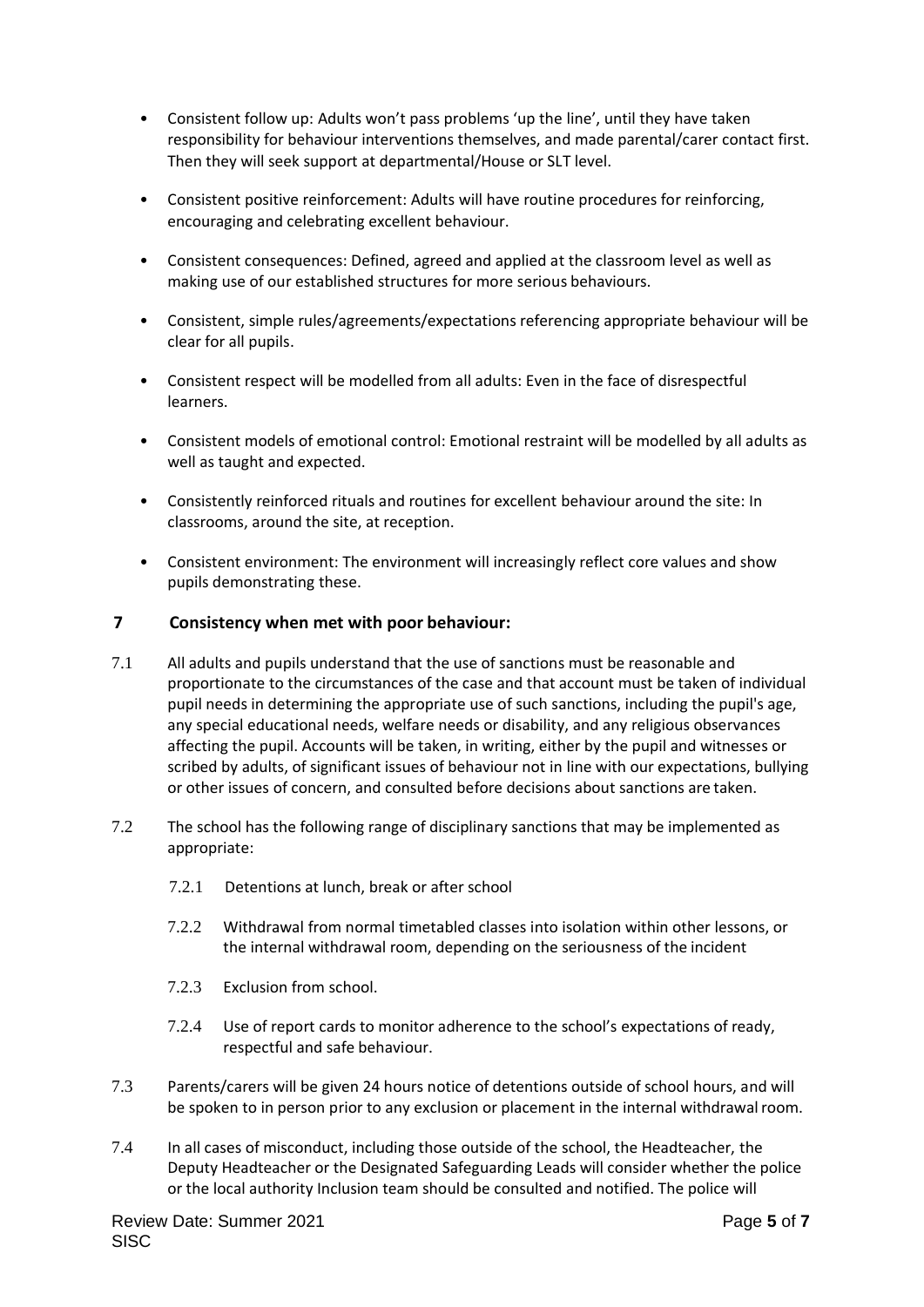- Consistent follow up: Adults won't pass problems 'up the line', until they have taken responsibility for behaviour interventions themselves, and made parental/carer contact first. Then they will seek support at departmental/House or SLT level.
- Consistent positive reinforcement: Adults will have routine procedures for reinforcing, encouraging and celebrating excellent behaviour.
- Consistent consequences: Defined, agreed and applied at the classroom level as well as making use of our established structures for more serious behaviours.
- Consistent, simple rules/agreements/expectations referencing appropriate behaviour will be clear for all pupils.
- Consistent respect will be modelled from all adults: Even in the face of disrespectful learners.
- Consistent models of emotional control: Emotional restraint will be modelled by all adults as well as taught and expected.
- Consistently reinforced rituals and routines for excellent behaviour around the site: In classrooms, around the site, at reception.
- Consistent environment: The environment will increasingly reflect core values and show pupils demonstrating these.

## 7 Consistency when met with poor behaviour:

7.1 All adults and pupils understand that the use of sanctions must be reasonable and proportionate to the circumstances of the case and that account must be taken of individual pupil needs in determining the appropriate use of such sanctions, including the pupil's age, any special educational needs, welfare needs or disability, and any religious observances affecting the pupil. Accounts will be taken, in writing, either by the pupil and witnesses or scribed by adults, of significant issues of behaviour not in line with our expectations, bullying or other issues of concern, and consulted before decisions about sanctions are taken.

7.2 The school has the following range of disciplinary sanctions that may be implemented as appropriate:

7.2.1 Detentions at lunch, break or after school

7.2.2 Withdrawal from normal timetabled classes into isolation within other lessons, or the internal withdrawal room, depending on the seriousness of the incident

7.2.3 Exclusion from school.

7.2.4 Use of report cards to monitor adherence to the school's expectations of ready, respectful and safe behaviour.

7.3 Parents/carers will be given 24 hours notice of detentions outside of school hours, and will be spoken to in person prior to any exclusion or placement in the internal withdrawal room.

7.4 In all cases of misconduct, including those outside of the school, the Headteacher, the Deputy Headteacher or the Designated Safeguarding Leads will consider whether the police or the local authority Inclusion team should be consulted and notified. The police will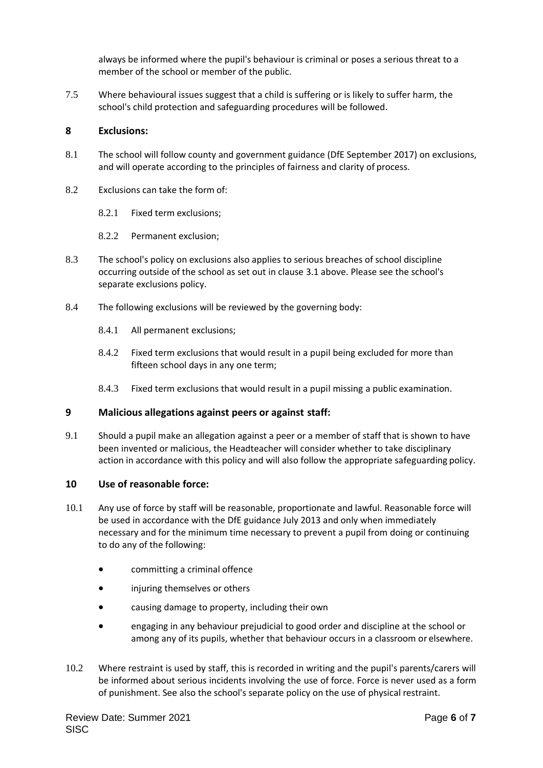always be informed where the pupil's behaviour is criminal or poses a serious threat to a member of the school or member of the public.

7.5 Where behavioural issues suggest that a child is suffering or is likely to suffer harm, the school's child protection and safeguarding procedures will be followed.

## 8 Exclusions:

8.1 The school will follow county and government guidance (DfE September 2017) on exclusions, and will operate according to the principles of fairness and clarity of process.

8.2 Exclusions can take the form of:

8.2.1 Fixed term exclusions;

8.2.2 Permanent exclusion;

8.3 The school's policy on exclusions also applies to serious breaches of school discipline occurring outside of the school as set out in clause 3.1 above. Please see the school's separate exclusions policy.

8.4 The following exclusions will be reviewed by the governing body:

8.4.1 All permanent exclusions;

8.4.2 Fixed term exclusions that would result in a pupil being excluded for more than fifteen school days in any one term;

8.4.3 Fixed term exclusions that would result in a pupil missing a public examination.

## 9 Malicious allegations against peers or against staff:

9.1 Should a pupil make an allegation against a peer or a member of staff that is shown to have been invented or malicious, the Headteacher will consider whether to take disciplinary action in accordance with this policy and will also follow the appropriate safeguarding policy.

## 10 Use of reasonable force:

10.1 Any use of force by staff will be reasonable, proportionate and lawful. Reasonable force will be used in accordance with the DfE guidance July 2013 and only when immediately necessary and for the minimum time necessary to prevent a pupil from doing or continuing to do any of the following:

- committing a criminal offence
- injuring themselves or others
- causing damage to property, including their own
- engaging in any behaviour prejudicial to good order and discipline at the school or among any of its pupils, whether that behaviour occurs in a classroom or elsewhere.

10.2 Where restraint is used by staff, this is recorded in writing and the pupil's parents/carers will be informed about serious incidents involving the use of force. Force is never used as a form of punishment. See also the school's separate policy on the use of physical restraint.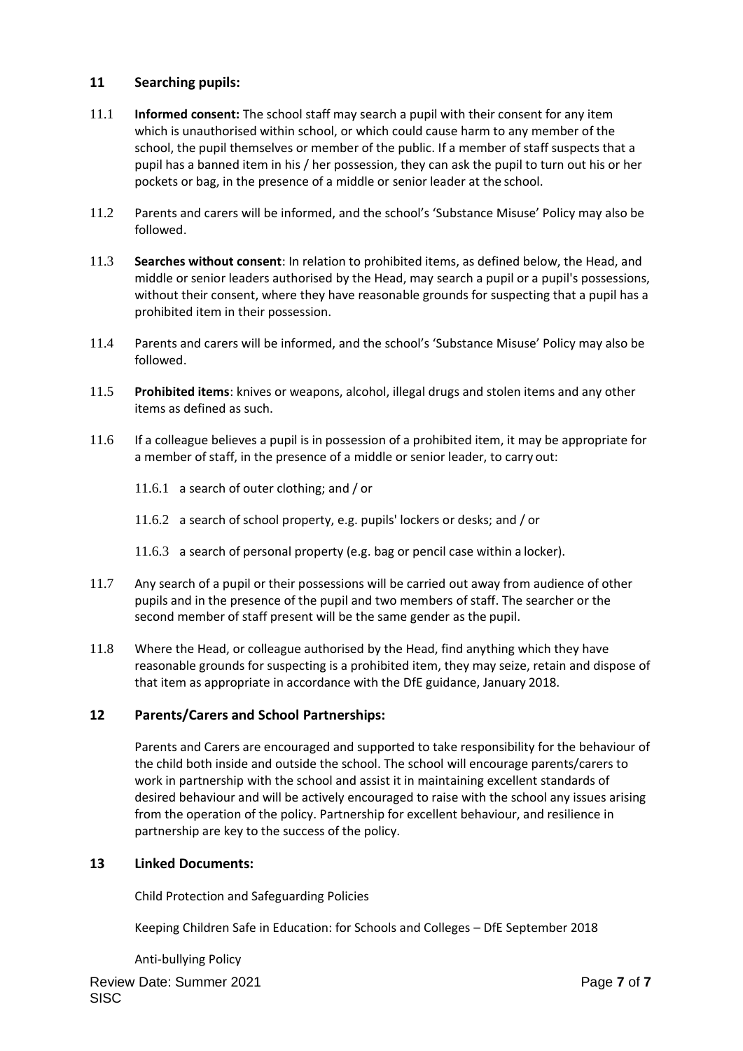## 11 Searching pupils:

11.1 **Informed consent:** The school staff may search a pupil with their consent for any item which is unauthorised within school, or which could cause harm to any member of the school, the pupil themselves or member of the public. If a member of staff suspects that a pupil has a banned item in his / her possession, they can ask the pupil to turn out his or her pockets or bag, in the presence of a middle or senior leader at the school.

11.2 Parents and carers will be informed, and the school's 'Substance Misuse' Policy may also be followed.

11.3 **Searches without consent**: In relation to prohibited items, as defined below, the Head, and middle or senior leaders authorised by the Head, may search a pupil or a pupil's possessions, without their consent, where they have reasonable grounds for suspecting that a pupil has a prohibited item in their possession.

11.4 Parents and carers will be informed, and the school's 'Substance Misuse' Policy may also be followed.

11.5 **Prohibited items**: knives or weapons, alcohol, illegal drugs and stolen items and any other items as defined as such.

11.6 If a colleague believes a pupil is in possession of a prohibited item, it may be appropriate for a member of staff, in the presence of a middle or senior leader, to carry out:

- 11.6.1 a search of outer clothing; and / or
- 11.6.2 a search of school property, e.g. pupils' lockers or desks; and / or
- 11.6.3 a search of personal property (e.g. bag or pencil case within a locker).

11.7 Any search of a pupil or their possessions will be carried out away from audience of other pupils and in the presence of the pupil and two members of staff. The searcher or the second member of staff present will be the same gender as the pupil.

11.8 Where the Head, or colleague authorised by the Head, find anything which they have reasonable grounds for suspecting is a prohibited item, they may seize, retain and dispose of that item as appropriate in accordance with the DfE guidance, January 2018.

## 12 Parents/Carers and School Partnerships:

Parents and Carers are encouraged and supported to take responsibility for the behaviour of the child both inside and outside the school. The school will encourage parents/carers to work in partnership with the school and assist it in maintaining excellent standards of desired behaviour and will be actively encouraged to raise with the school any issues arising from the operation of the policy. Partnership for excellent behaviour, and resilience in partnership are key to the success of the policy.

## 13 Linked Documents:

Child Protection and Safeguarding Policies

Keeping Children Safe in Education: for Schools and Colleges – DfE September 2018

Anti-bullying Policy

Review Date: Summer 2021
SISC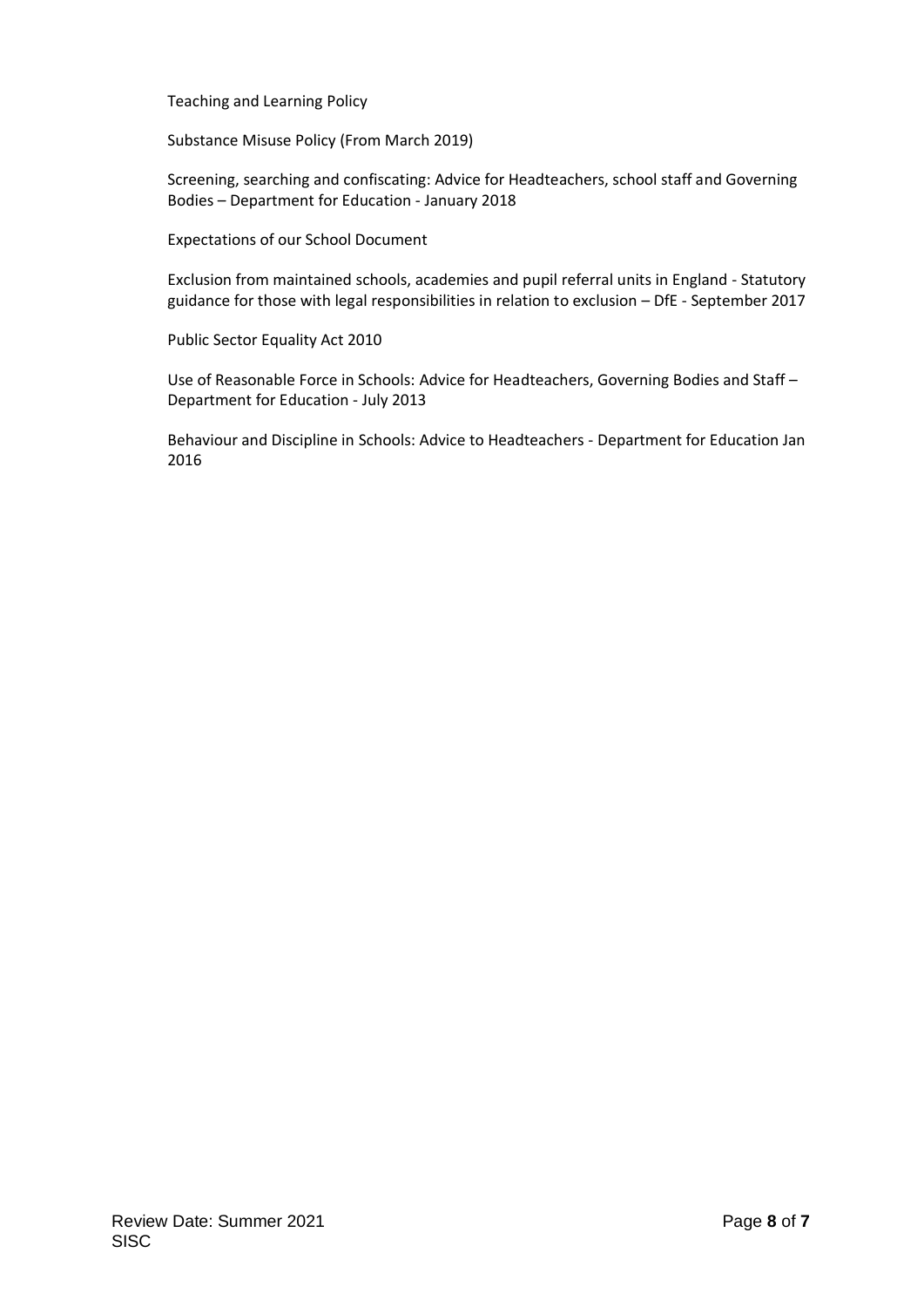Teaching and Learning Policy

Substance Misuse Policy (From March 2019)

Screening, searching and confiscating: Advice for Headteachers, school staff and Governing Bodies – Department for Education - January 2018

Expectations of our School Document

Exclusion from maintained schools, academies and pupil referral units in England - Statutory guidance for those with legal responsibilities in relation to exclusion – DfE - September 2017

Public Sector Equality Act 2010

Use of Reasonable Force in Schools: Advice for Headteachers, Governing Bodies and Staff – Department for Education - July 2013

Behaviour and Discipline in Schools: Advice to Headteachers - Department for Education Jan 2016